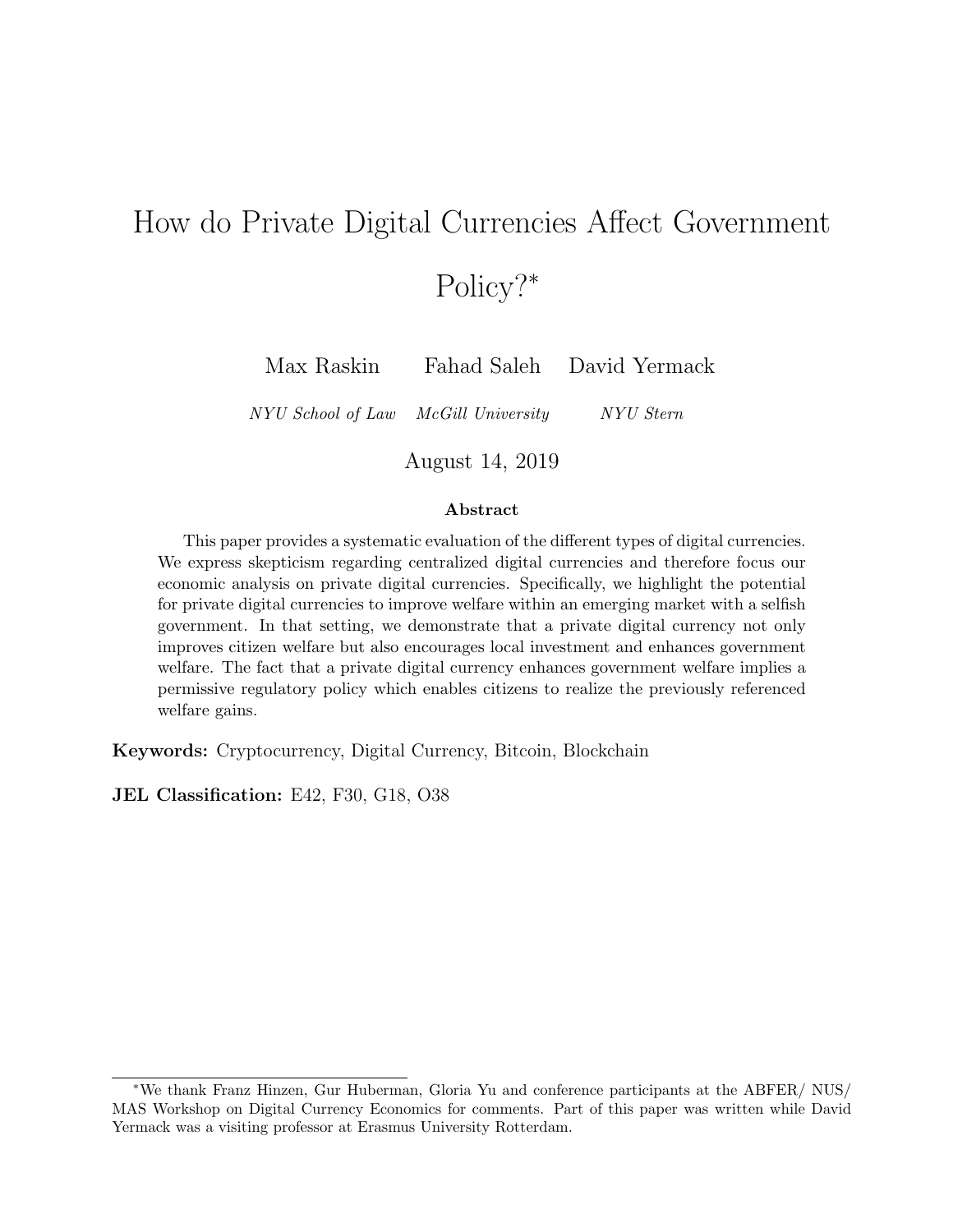# How do Private Digital Currencies Affect Government Policy?*

Max Raskin — *NYU School of Law*

Fahad Saleh — *McGill University*

David Yermack — *NYU Stern*

August 14, 2019

**Abstract**

This paper provides a systematic evaluation of the different types of digital currencies. We express skepticism regarding centralized digital currencies and therefore focus our economic analysis on private digital currencies. Specifically, we highlight the potential for private digital currencies to improve welfare within an emerging market with a selfish government. In that setting, we demonstrate that a private digital currency not only improves citizen welfare but also encourages local investment and enhances government welfare. The fact that a private digital currency enhances government welfare implies a permissive regulatory policy which enables citizens to realize the previously referenced welfare gains.

**Keywords:** Cryptocurrency, Digital Currency, Bitcoin, Blockchain

**JEL Classification:** E42, F30, G18, O38

*We thank Franz Hinzen, Gur Huberman, Gloria Yu and conference participants at the ABFER/ NUS/ MAS Workshop on Digital Currency Economics for comments. Part of this paper was written while David Yermack was a visiting professor at Erasmus University Rotterdam.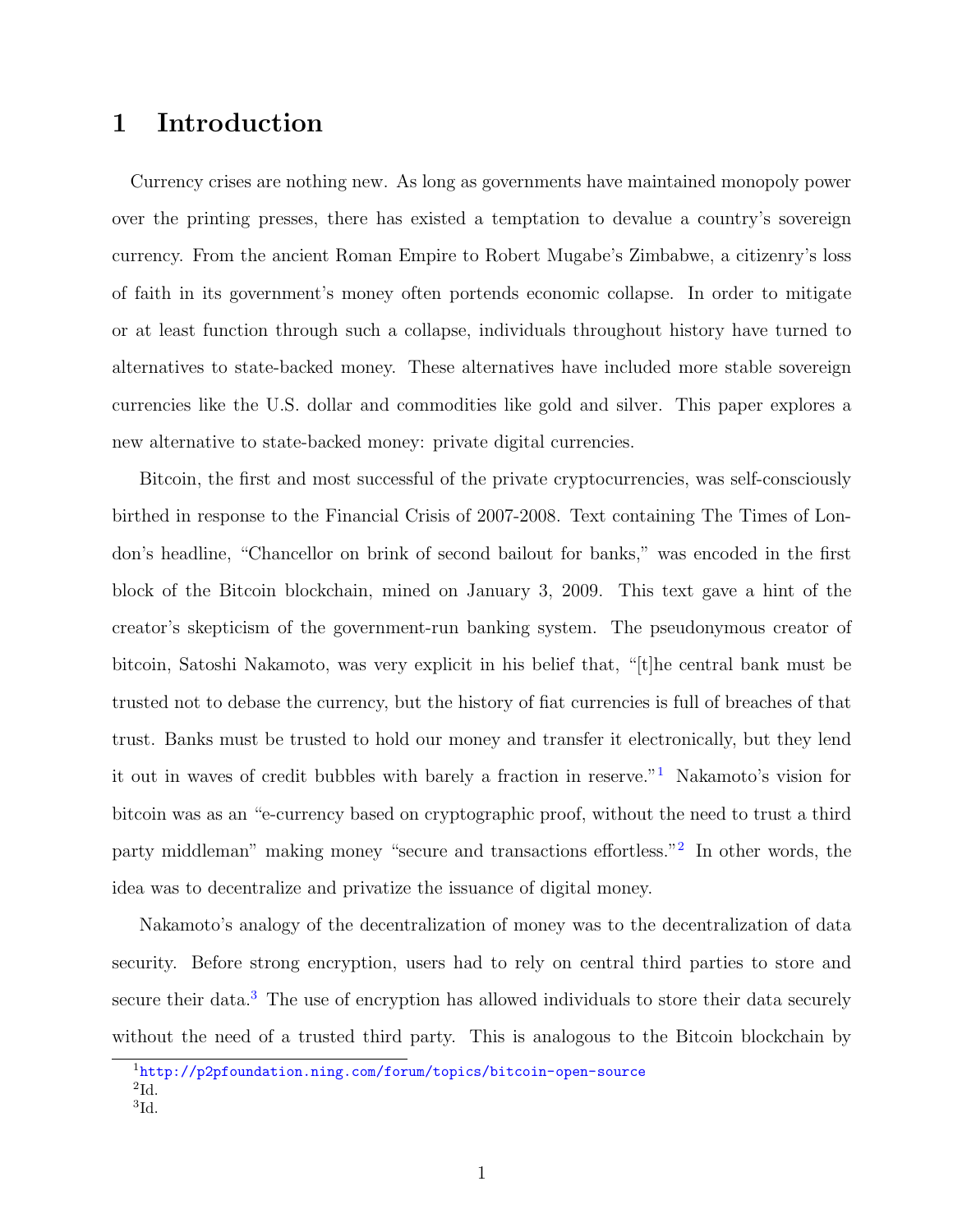# 1 Introduction

Currency crises are nothing new. As long as governments have maintained monopoly power over the printing presses, there has existed a temptation to devalue a country's sovereign currency. From the ancient Roman Empire to Robert Mugabe's Zimbabwe, a citizenry's loss of faith in its government's money often portends economic collapse. In order to mitigate or at least function through such a collapse, individuals throughout history have turned to alternatives to state-backed money. These alternatives have included more stable sovereign currencies like the U.S. dollar and commodities like gold and silver. This paper explores a new alternative to state-backed money: private digital currencies.

Bitcoin, the first and most successful of the private cryptocurrencies, was self-consciously birthed in response to the Financial Crisis of 2007-2008. Text containing The Times of London's headline, "Chancellor on brink of second bailout for banks," was encoded in the first block of the Bitcoin blockchain, mined on January 3, 2009. This text gave a hint of the creator's skepticism of the government-run banking system. The pseudonymous creator of bitcoin, Satoshi Nakamoto, was very explicit in his belief that, "[t]he central bank must be trusted not to debase the currency, but the history of fiat currencies is full of breaches of that trust. Banks must be trusted to hold our money and transfer it electronically, but they lend it out in waves of credit bubbles with barely a fraction in reserve."[1] Nakamoto's vision for bitcoin was as an "e-currency based on cryptographic proof, without the need to trust a third party middleman" making money "secure and transactions effortless."[2] In other words, the idea was to decentralize and privatize the issuance of digital money.

Nakamoto's analogy of the decentralization of money was to the decentralization of data security. Before strong encryption, users had to rely on central third parties to store and secure their data.[3] The use of encryption has allowed individuals to store their data securely without the need of a trusted third party. This is analogous to the Bitcoin blockchain by

[1] http://p2pfoundation.ning.com/forum/topics/bitcoin-open-source

[2] Id.

[3] Id.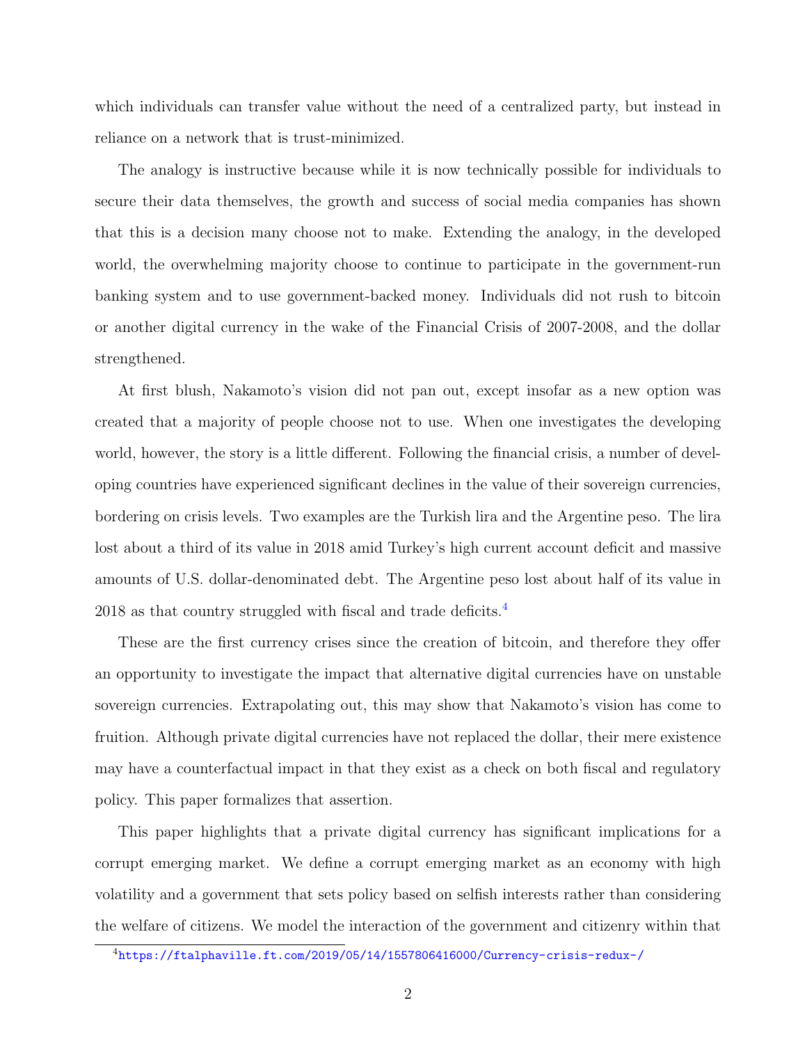which individuals can transfer value without the need of a centralized party, but instead in reliance on a network that is trust-minimized.

The analogy is instructive because while it is now technically possible for individuals to secure their data themselves, the growth and success of social media companies has shown that this is a decision many choose not to make. Extending the analogy, in the developed world, the overwhelming majority choose to continue to participate in the government-run banking system and to use government-backed money. Individuals did not rush to bitcoin or another digital currency in the wake of the Financial Crisis of 2007-2008, and the dollar strengthened.

At first blush, Nakamoto's vision did not pan out, except insofar as a new option was created that a majority of people choose not to use. When one investigates the developing world, however, the story is a little different. Following the financial crisis, a number of developing countries have experienced significant declines in the value of their sovereign currencies, bordering on crisis levels. Two examples are the Turkish lira and the Argentine peso. The lira lost about a third of its value in 2018 amid Turkey's high current account deficit and massive amounts of U.S. dollar-denominated debt. The Argentine peso lost about half of its value in 2018 as that country struggled with fiscal and trade deficits.[4]

These are the first currency crises since the creation of bitcoin, and therefore they offer an opportunity to investigate the impact that alternative digital currencies have on unstable sovereign currencies. Extrapolating out, this may show that Nakamoto's vision has come to fruition. Although private digital currencies have not replaced the dollar, their mere existence may have a counterfactual impact in that they exist as a check on both fiscal and regulatory policy. This paper formalizes that assertion.

This paper highlights that a private digital currency has significant implications for a corrupt emerging market. We define a corrupt emerging market as an economy with high volatility and a government that sets policy based on selfish interests rather than considering the welfare of citizens. We model the interaction of the government and citizenry within that

[4] https://ftalphaville.ft.com/2019/05/14/1557806416000/Currency-crisis-redux-/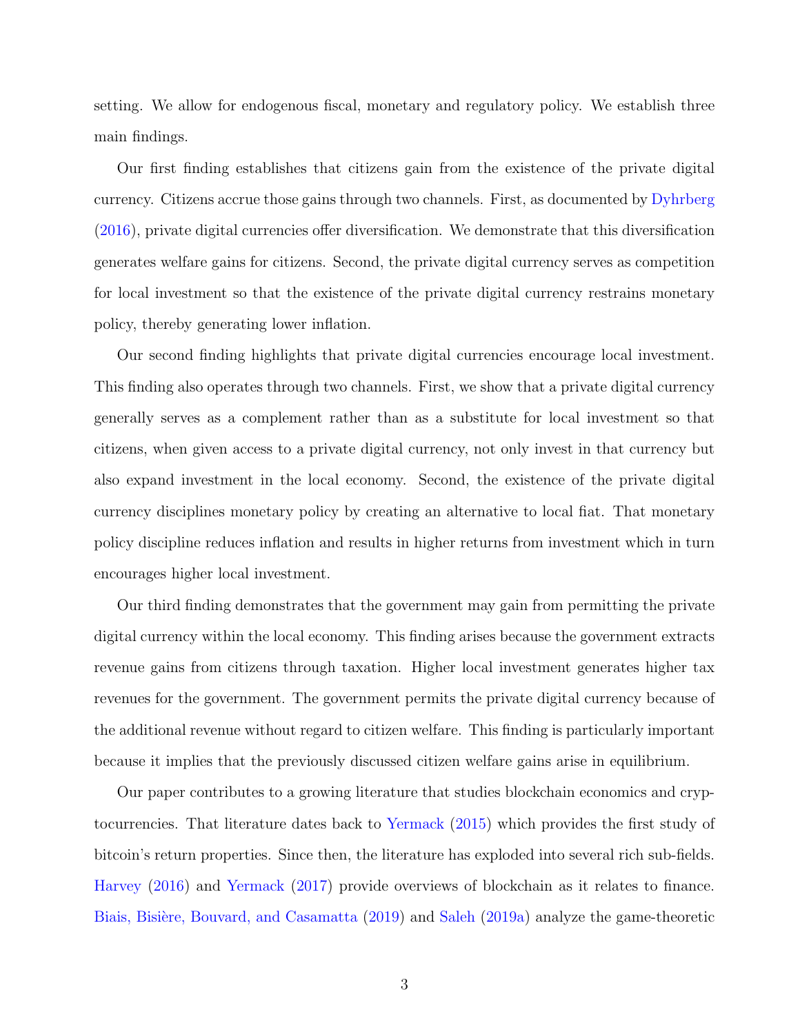setting. We allow for endogenous fiscal, monetary and regulatory policy. We establish three main findings.

Our first finding establishes that citizens gain from the existence of the private digital currency. Citizens accrue those gains through two channels. First, as documented by Dyhrberg (2016), private digital currencies offer diversification. We demonstrate that this diversification generates welfare gains for citizens. Second, the private digital currency serves as competition for local investment so that the existence of the private digital currency restrains monetary policy, thereby generating lower inflation.

Our second finding highlights that private digital currencies encourage local investment. This finding also operates through two channels. First, we show that a private digital currency generally serves as a complement rather than as a substitute for local investment so that citizens, when given access to a private digital currency, not only invest in that currency but also expand investment in the local economy. Second, the existence of the private digital currency disciplines monetary policy by creating an alternative to local fiat. That monetary policy discipline reduces inflation and results in higher returns from investment which in turn encourages higher local investment.

Our third finding demonstrates that the government may gain from permitting the private digital currency within the local economy. This finding arises because the government extracts revenue gains from citizens through taxation. Higher local investment generates higher tax revenues for the government. The government permits the private digital currency because of the additional revenue without regard to citizen welfare. This finding is particularly important because it implies that the previously discussed citizen welfare gains arise in equilibrium.

Our paper contributes to a growing literature that studies blockchain economics and cryptocurrencies. That literature dates back to Yermack (2015) which provides the first study of bitcoin's return properties. Since then, the literature has exploded into several rich sub-fields. Harvey (2016) and Yermack (2017) provide overviews of blockchain as it relates to finance. Biais, Bisière, Bouvard, and Casamatta (2019) and Saleh (2019a) analyze the game-theoretic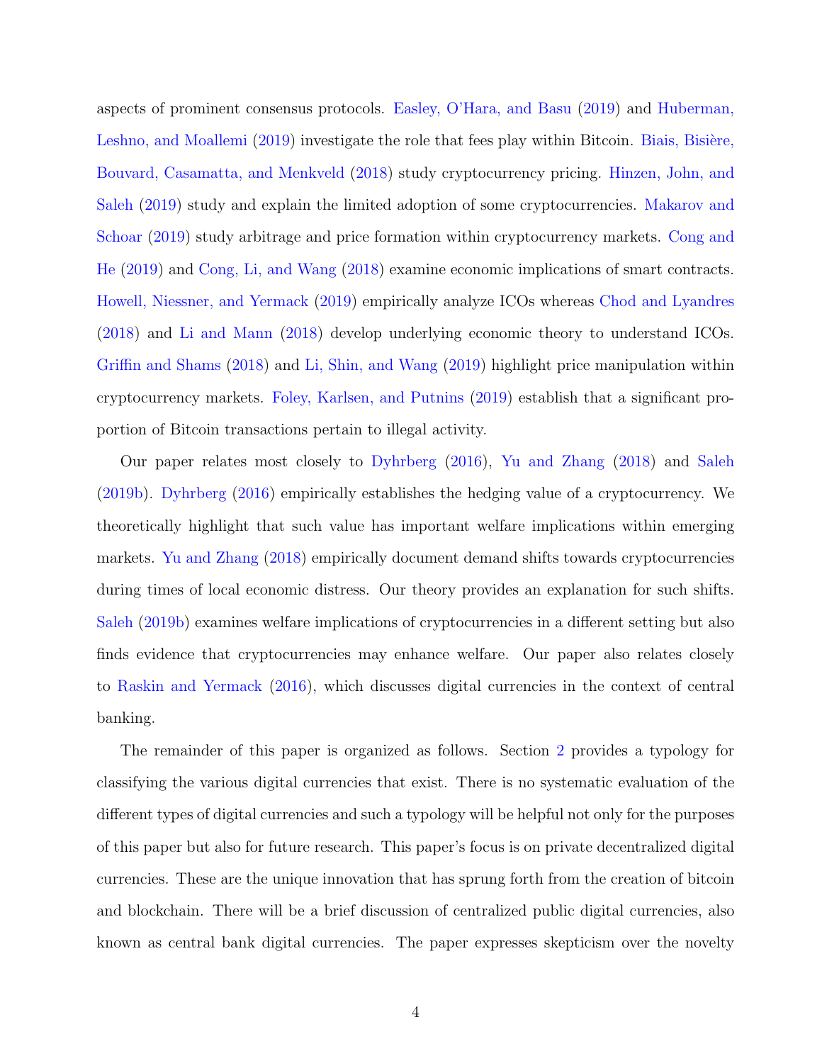aspects of prominent consensus protocols. Easley, O'Hara, and Basu (2019) and Huberman, Leshno, and Moallemi (2019) investigate the role that fees play within Bitcoin. Biais, Bisière, Bouvard, Casamatta, and Menkveld (2018) study cryptocurrency pricing. Hinzen, John, and Saleh (2019) study and explain the limited adoption of some cryptocurrencies. Makarov and Schoar (2019) study arbitrage and price formation within cryptocurrency markets. Cong and He (2019) and Cong, Li, and Wang (2018) examine economic implications of smart contracts. Howell, Niessner, and Yermack (2019) empirically analyze ICOs whereas Chod and Lyandres (2018) and Li and Mann (2018) develop underlying economic theory to understand ICOs. Griffin and Shams (2018) and Li, Shin, and Wang (2019) highlight price manipulation within cryptocurrency markets. Foley, Karlsen, and Putnins (2019) establish that a significant proportion of Bitcoin transactions pertain to illegal activity.

Our paper relates most closely to Dyhrberg (2016), Yu and Zhang (2018) and Saleh (2019b). Dyhrberg (2016) empirically establishes the hedging value of a cryptocurrency. We theoretically highlight that such value has important welfare implications within emerging markets. Yu and Zhang (2018) empirically document demand shifts towards cryptocurrencies during times of local economic distress. Our theory provides an explanation for such shifts. Saleh (2019b) examines welfare implications of cryptocurrencies in a different setting but also finds evidence that cryptocurrencies may enhance welfare. Our paper also relates closely to Raskin and Yermack (2016), which discusses digital currencies in the context of central banking.

The remainder of this paper is organized as follows. Section 2 provides a typology for classifying the various digital currencies that exist. There is no systematic evaluation of the different types of digital currencies and such a typology will be helpful not only for the purposes of this paper but also for future research. This paper's focus is on private decentralized digital currencies. These are the unique innovation that has sprung forth from the creation of bitcoin and blockchain. There will be a brief discussion of centralized public digital currencies, also known as central bank digital currencies. The paper expresses skepticism over the novelty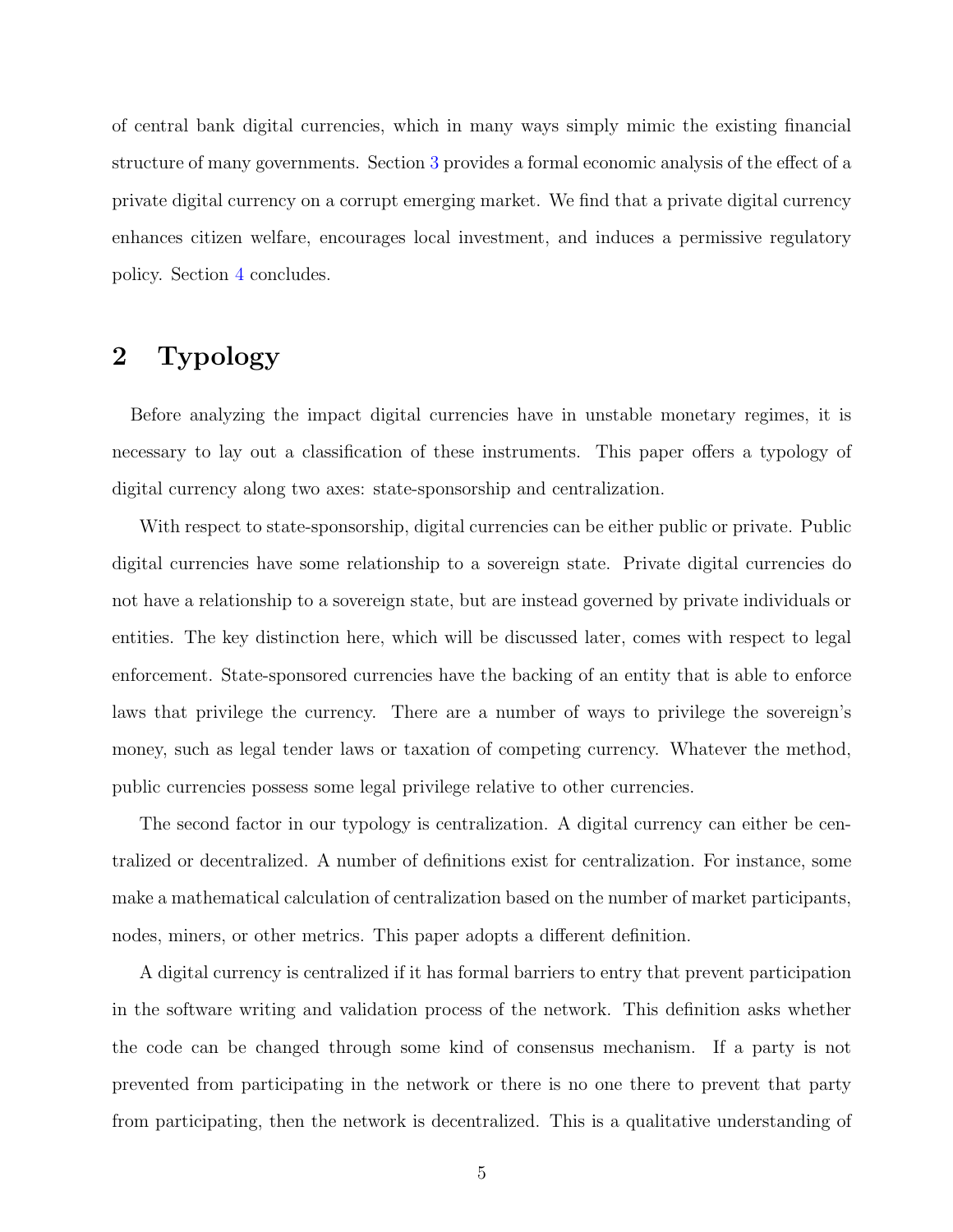of central bank digital currencies, which in many ways simply mimic the existing financial structure of many governments. Section 3 provides a formal economic analysis of the effect of a private digital currency on a corrupt emerging market. We find that a private digital currency enhances citizen welfare, encourages local investment, and induces a permissive regulatory policy. Section 4 concludes.

## 2 Typology

Before analyzing the impact digital currencies have in unstable monetary regimes, it is necessary to lay out a classification of these instruments. This paper offers a typology of digital currency along two axes: state-sponsorship and centralization.

With respect to state-sponsorship, digital currencies can be either public or private. Public digital currencies have some relationship to a sovereign state. Private digital currencies do not have a relationship to a sovereign state, but are instead governed by private individuals or entities. The key distinction here, which will be discussed later, comes with respect to legal enforcement. State-sponsored currencies have the backing of an entity that is able to enforce laws that privilege the currency. There are a number of ways to privilege the sovereign's money, such as legal tender laws or taxation of competing currency. Whatever the method, public currencies possess some legal privilege relative to other currencies.

The second factor in our typology is centralization. A digital currency can either be centralized or decentralized. A number of definitions exist for centralization. For instance, some make a mathematical calculation of centralization based on the number of market participants, nodes, miners, or other metrics. This paper adopts a different definition.

A digital currency is centralized if it has formal barriers to entry that prevent participation in the software writing and validation process of the network. This definition asks whether the code can be changed through some kind of consensus mechanism. If a party is not prevented from participating in the network or there is no one there to prevent that party from participating, then the network is decentralized. This is a qualitative understanding of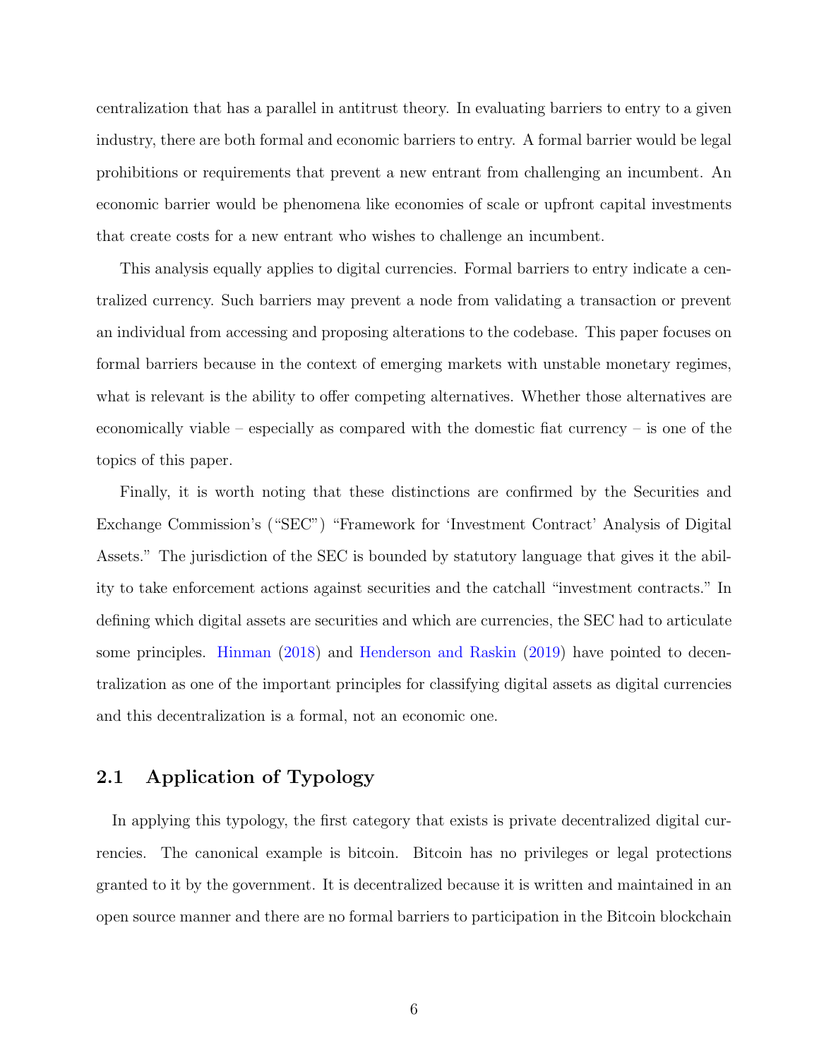centralization that has a parallel in antitrust theory. In evaluating barriers to entry to a given industry, there are both formal and economic barriers to entry. A formal barrier would be legal prohibitions or requirements that prevent a new entrant from challenging an incumbent. An economic barrier would be phenomena like economies of scale or upfront capital investments that create costs for a new entrant who wishes to challenge an incumbent.

This analysis equally applies to digital currencies. Formal barriers to entry indicate a centralized currency. Such barriers may prevent a node from validating a transaction or prevent an individual from accessing and proposing alterations to the codebase. This paper focuses on formal barriers because in the context of emerging markets with unstable monetary regimes, what is relevant is the ability to offer competing alternatives. Whether those alternatives are economically viable – especially as compared with the domestic fiat currency – is one of the topics of this paper.

Finally, it is worth noting that these distinctions are confirmed by the Securities and Exchange Commission's ("SEC") "Framework for 'Investment Contract' Analysis of Digital Assets." The jurisdiction of the SEC is bounded by statutory language that gives it the ability to take enforcement actions against securities and the catchall "investment contracts." In defining which digital assets are securities and which are currencies, the SEC had to articulate some principles. Hinman (2018) and Henderson and Raskin (2019) have pointed to decentralization as one of the important principles for classifying digital assets as digital currencies and this decentralization is a formal, not an economic one.

## 2.1 Application of Typology

In applying this typology, the first category that exists is private decentralized digital currencies. The canonical example is bitcoin. Bitcoin has no privileges or legal protections granted to it by the government. It is decentralized because it is written and maintained in an open source manner and there are no formal barriers to participation in the Bitcoin blockchain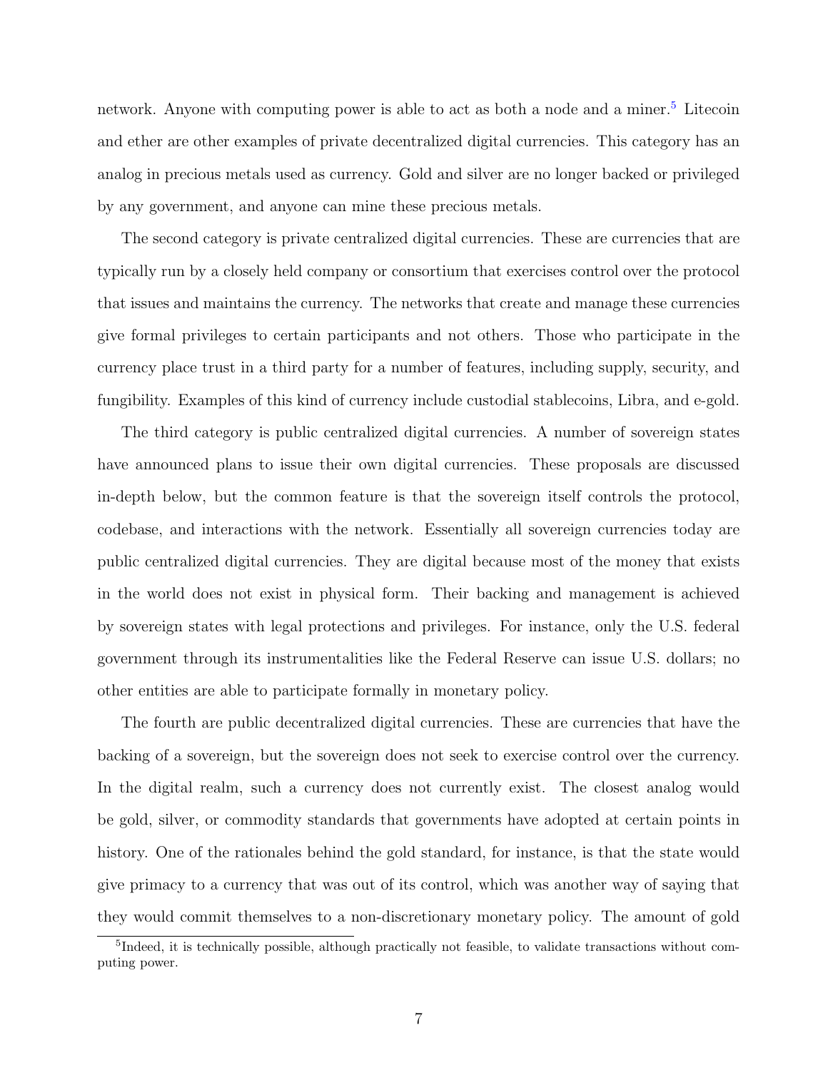network. Anyone with computing power is able to act as both a node and a miner.[5] Litecoin and ether are other examples of private decentralized digital currencies. This category has an analog in precious metals used as currency. Gold and silver are no longer backed or privileged by any government, and anyone can mine these precious metals.

The second category is private centralized digital currencies. These are currencies that are typically run by a closely held company or consortium that exercises control over the protocol that issues and maintains the currency. The networks that create and manage these currencies give formal privileges to certain participants and not others. Those who participate in the currency place trust in a third party for a number of features, including supply, security, and fungibility. Examples of this kind of currency include custodial stablecoins, Libra, and e-gold.

The third category is public centralized digital currencies. A number of sovereign states have announced plans to issue their own digital currencies. These proposals are discussed in-depth below, but the common feature is that the sovereign itself controls the protocol, codebase, and interactions with the network. Essentially all sovereign currencies today are public centralized digital currencies. They are digital because most of the money that exists in the world does not exist in physical form. Their backing and management is achieved by sovereign states with legal protections and privileges. For instance, only the U.S. federal government through its instrumentalities like the Federal Reserve can issue U.S. dollars; no other entities are able to participate formally in monetary policy.

The fourth are public decentralized digital currencies. These are currencies that have the backing of a sovereign, but the sovereign does not seek to exercise control over the currency. In the digital realm, such a currency does not currently exist. The closest analog would be gold, silver, or commodity standards that governments have adopted at certain points in history. One of the rationales behind the gold standard, for instance, is that the state would give primacy to a currency that was out of its control, which was another way of saying that they would commit themselves to a non-discretionary monetary policy. The amount of gold

[5] Indeed, it is technically possible, although practically not feasible, to validate transactions without computing power.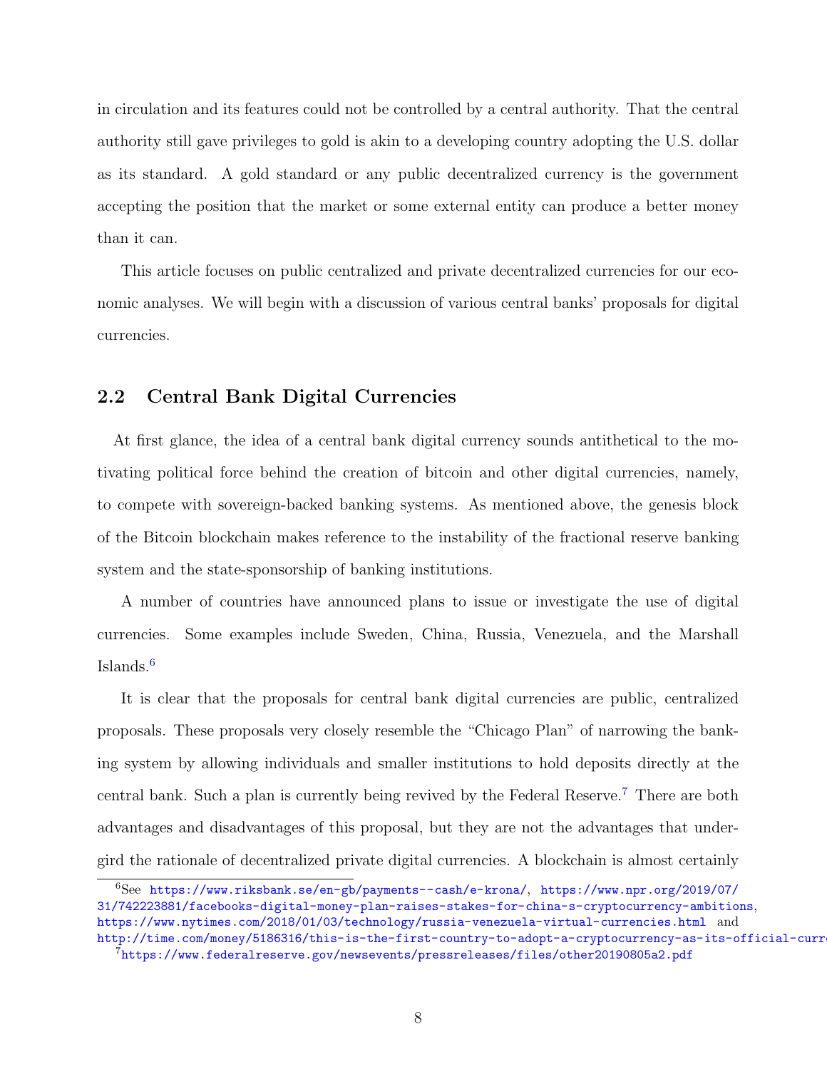in circulation and its features could not be controlled by a central authority. That the central authority still gave privileges to gold is akin to a developing country adopting the U.S. dollar as its standard. A gold standard or any public decentralized currency is the government accepting the position that the market or some external entity can produce a better money than it can.

This article focuses on public centralized and private decentralized currencies for our economic analyses. We will begin with a discussion of various central banks' proposals for digital currencies.

## 2.2 Central Bank Digital Currencies

At first glance, the idea of a central bank digital currency sounds antithetical to the motivating political force behind the creation of bitcoin and other digital currencies, namely, to compete with sovereign-backed banking systems. As mentioned above, the genesis block of the Bitcoin blockchain makes reference to the instability of the fractional reserve banking system and the state-sponsorship of banking institutions.

A number of countries have announced plans to issue or investigate the use of digital currencies. Some examples include Sweden, China, Russia, Venezuela, and the Marshall Islands.[6]

It is clear that the proposals for central bank digital currencies are public, centralized proposals. These proposals very closely resemble the "Chicago Plan" of narrowing the banking system by allowing individuals and smaller institutions to hold deposits directly at the central bank. Such a plan is currently being revived by the Federal Reserve.[7] There are both advantages and disadvantages of this proposal, but they are not the advantages that undergird the rationale of decentralized private digital currencies. A blockchain is almost certainly

[6] See https://www.riksbank.se/en-gb/payments--cash/e-krona/, https://www.npr.org/2019/07/31/742223881/facebooks-digital-money-plan-raises-stakes-for-china-s-cryptocurrency-ambitions, https://www.nytimes.com/2018/01/03/technology/russia-venezuela-virtual-currencies.html and http://time.com/money/5186316/this-is-the-first-country-to-adopt-a-cryptocurrency-as-its-official-curr

[7] https://www.federalreserve.gov/newsevents/pressreleases/files/other20190805a2.pdf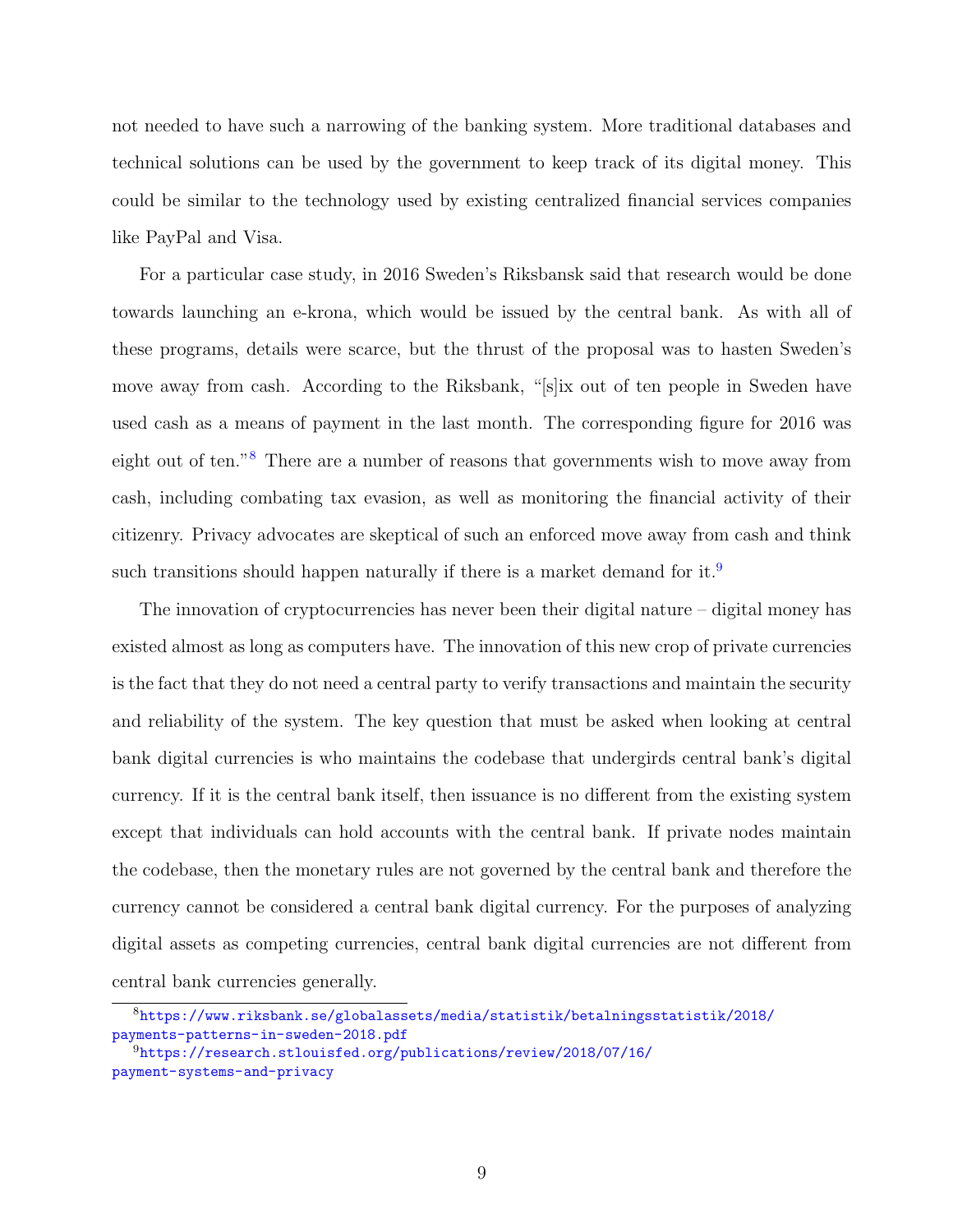not needed to have such a narrowing of the banking system. More traditional databases and technical solutions can be used by the government to keep track of its digital money. This could be similar to the technology used by existing centralized financial services companies like PayPal and Visa.

For a particular case study, in 2016 Sweden's Riksbansk said that research would be done towards launching an e-krona, which would be issued by the central bank. As with all of these programs, details were scarce, but the thrust of the proposal was to hasten Sweden's move away from cash. According to the Riksbank, "[s]ix out of ten people in Sweden have used cash as a means of payment in the last month. The corresponding figure for 2016 was eight out of ten."[8] There are a number of reasons that governments wish to move away from cash, including combating tax evasion, as well as monitoring the financial activity of their citizenry. Privacy advocates are skeptical of such an enforced move away from cash and think such transitions should happen naturally if there is a market demand for it.[9]

The innovation of cryptocurrencies has never been their digital nature – digital money has existed almost as long as computers have. The innovation of this new crop of private currencies is the fact that they do not need a central party to verify transactions and maintain the security and reliability of the system. The key question that must be asked when looking at central bank digital currencies is who maintains the codebase that undergirds central bank's digital currency. If it is the central bank itself, then issuance is no different from the existing system except that individuals can hold accounts with the central bank. If private nodes maintain the codebase, then the monetary rules are not governed by the central bank and therefore the currency cannot be considered a central bank digital currency. For the purposes of analyzing digital assets as competing currencies, central bank digital currencies are not different from central bank currencies generally.

[8] https://www.riksbank.se/globalassets/media/statistik/betalningsstatistik/2018/payments-patterns-in-sweden-2018.pdf

[9] https://research.stlouisfed.org/publications/review/2018/07/16/payment-systems-and-privacy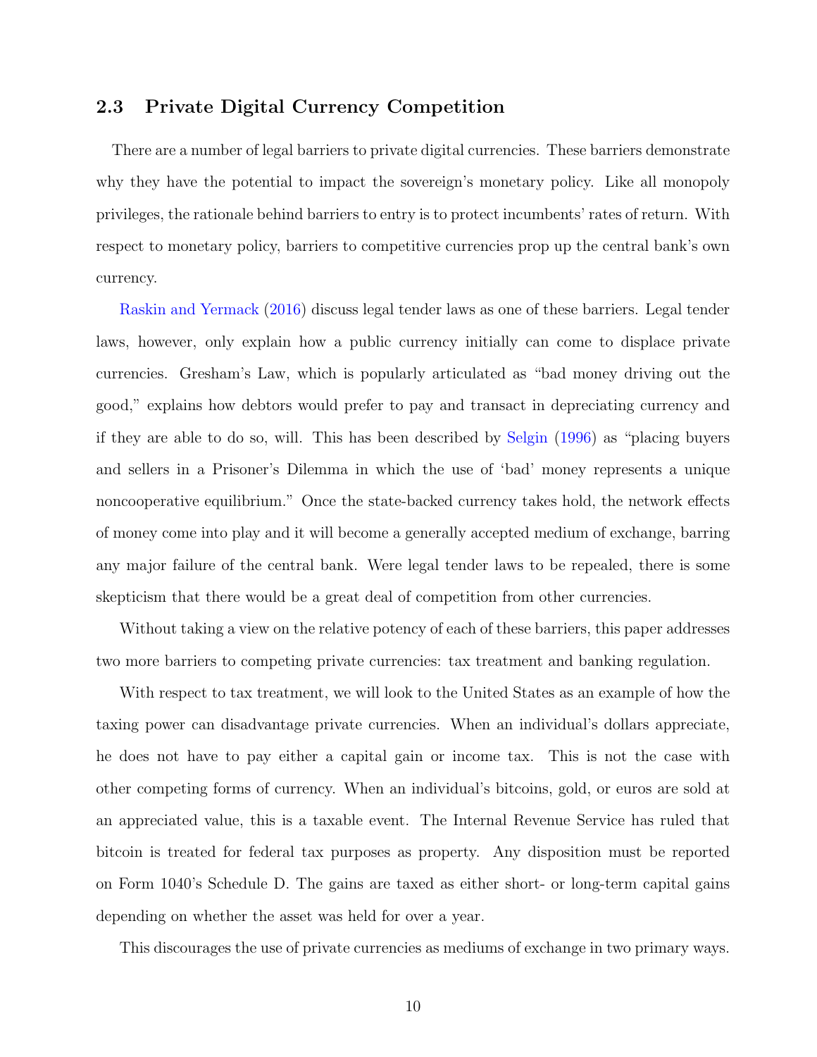## 2.3 Private Digital Currency Competition

There are a number of legal barriers to private digital currencies. These barriers demonstrate why they have the potential to impact the sovereign's monetary policy. Like all monopoly privileges, the rationale behind barriers to entry is to protect incumbents' rates of return. With respect to monetary policy, barriers to competitive currencies prop up the central bank's own currency.

Raskin and Yermack (2016) discuss legal tender laws as one of these barriers. Legal tender laws, however, only explain how a public currency initially can come to displace private currencies. Gresham's Law, which is popularly articulated as "bad money driving out the good," explains how debtors would prefer to pay and transact in depreciating currency and if they are able to do so, will. This has been described by Selgin (1996) as "placing buyers and sellers in a Prisoner's Dilemma in which the use of 'bad' money represents a unique noncooperative equilibrium." Once the state-backed currency takes hold, the network effects of money come into play and it will become a generally accepted medium of exchange, barring any major failure of the central bank. Were legal tender laws to be repealed, there is some skepticism that there would be a great deal of competition from other currencies.

Without taking a view on the relative potency of each of these barriers, this paper addresses two more barriers to competing private currencies: tax treatment and banking regulation.

With respect to tax treatment, we will look to the United States as an example of how the taxing power can disadvantage private currencies. When an individual's dollars appreciate, he does not have to pay either a capital gain or income tax. This is not the case with other competing forms of currency. When an individual's bitcoins, gold, or euros are sold at an appreciated value, this is a taxable event. The Internal Revenue Service has ruled that bitcoin is treated for federal tax purposes as property. Any disposition must be reported on Form 1040's Schedule D. The gains are taxed as either short- or long-term capital gains depending on whether the asset was held for over a year.

This discourages the use of private currencies as mediums of exchange in two primary ways.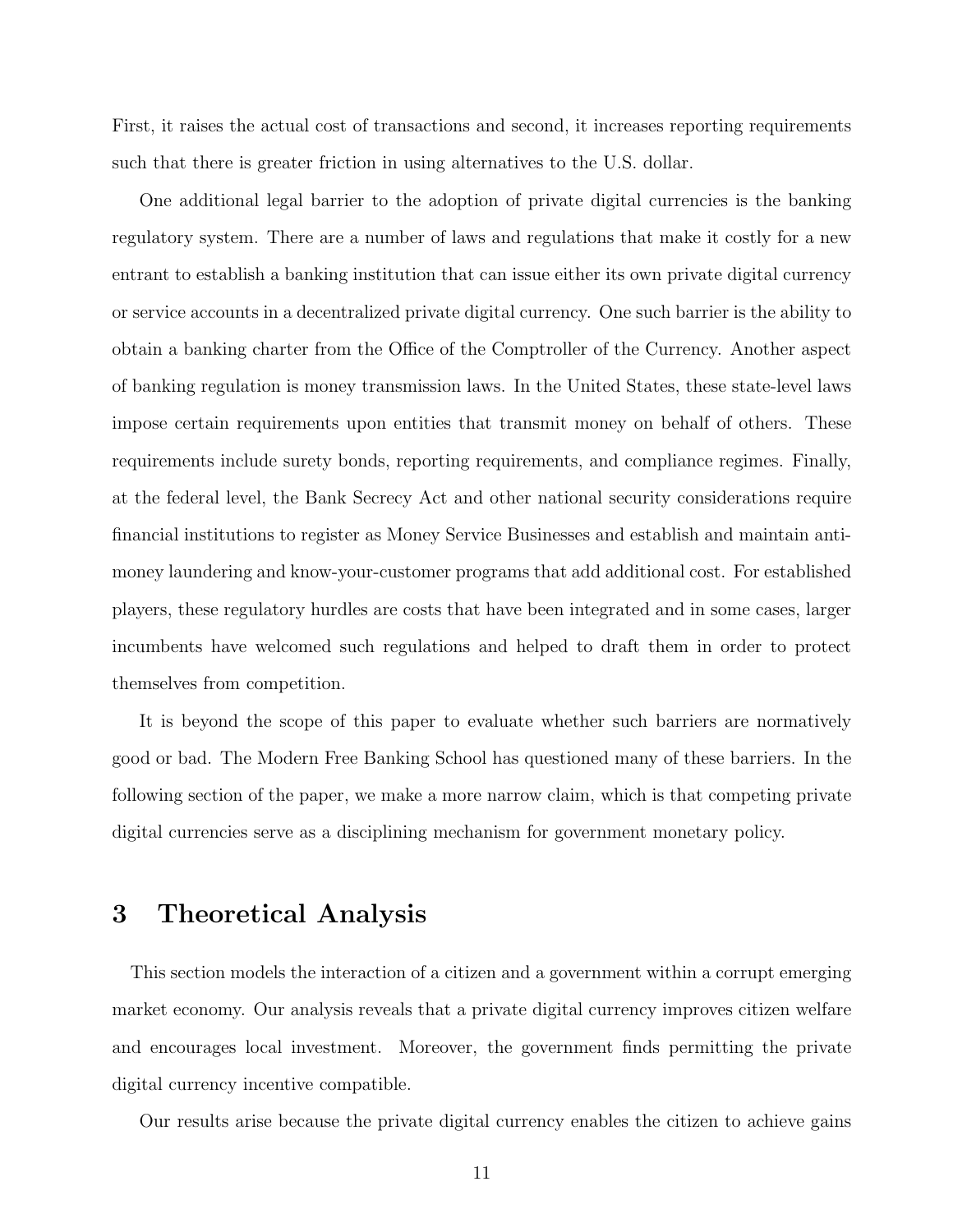First, it raises the actual cost of transactions and second, it increases reporting requirements such that there is greater friction in using alternatives to the U.S. dollar.

One additional legal barrier to the adoption of private digital currencies is the banking regulatory system. There are a number of laws and regulations that make it costly for a new entrant to establish a banking institution that can issue either its own private digital currency or service accounts in a decentralized private digital currency. One such barrier is the ability to obtain a banking charter from the Office of the Comptroller of the Currency. Another aspect of banking regulation is money transmission laws. In the United States, these state-level laws impose certain requirements upon entities that transmit money on behalf of others. These requirements include surety bonds, reporting requirements, and compliance regimes. Finally, at the federal level, the Bank Secrecy Act and other national security considerations require financial institutions to register as Money Service Businesses and establish and maintain anti-money laundering and know-your-customer programs that add additional cost. For established players, these regulatory hurdles are costs that have been integrated and in some cases, larger incumbents have welcomed such regulations and helped to draft them in order to protect themselves from competition.

It is beyond the scope of this paper to evaluate whether such barriers are normatively good or bad. The Modern Free Banking School has questioned many of these barriers. In the following section of the paper, we make a more narrow claim, which is that competing private digital currencies serve as a disciplining mechanism for government monetary policy.

# 3 Theoretical Analysis

This section models the interaction of a citizen and a government within a corrupt emerging market economy. Our analysis reveals that a private digital currency improves citizen welfare and encourages local investment. Moreover, the government finds permitting the private digital currency incentive compatible.

Our results arise because the private digital currency enables the citizen to achieve gains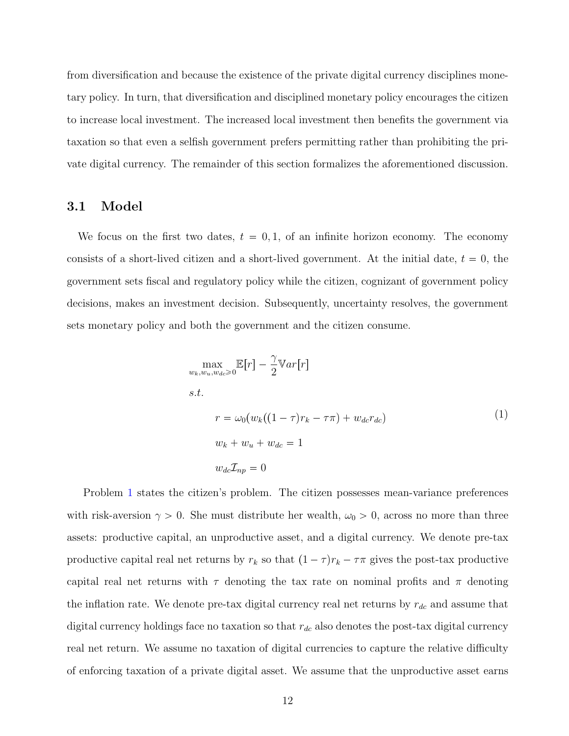from diversification and because the existence of the private digital currency disciplines monetary policy. In turn, that diversification and disciplined monetary policy encourages the citizen to increase local investment. The increased local investment then benefits the government via taxation so that even a selfish government prefers permitting rather than prohibiting the private digital currency. The remainder of this section formalizes the aforementioned discussion.

### 3.1 Model

We focus on the first two dates, $t = 0, 1$, of an infinite horizon economy. The economy consists of a short-lived citizen and a short-lived government. At the initial date, $t = 0$, the government sets fiscal and regulatory policy while the citizen, cognizant of government policy decisions, makes an investment decision. Subsequently, uncertainty resolves, the government sets monetary policy and both the government and the citizen consume.

$$
\begin{aligned}
&\max_{w_k, w_u, w_{dc} \geqslant 0} \mathbb{E}[r] - \frac{\gamma}{2}\mathbb{V}ar[r] \\
&s.t. \\
&\qquad r = \omega_0(w_k((1-\tau)r_k - \tau\pi) + w_{dc}r_{dc}) \\
&\qquad w_k + w_u + w_{dc} = 1 \\
&\qquad w_{dc}\mathcal{I}_{np} = 0
\end{aligned}
\tag{1}
$$

Problem 1 states the citizen's problem. The citizen possesses mean-variance preferences with risk-aversion $\gamma > 0$. She must distribute her wealth, $\omega_0 > 0$, across no more than three assets: productive capital, an unproductive asset, and a digital currency. We denote pre-tax productive capital real net returns by $r_k$ so that $(1-\tau)r_k - \tau\pi$ gives the post-tax productive capital real net returns with $\tau$ denoting the tax rate on nominal profits and $\pi$ denoting the inflation rate. We denote pre-tax digital currency real net returns by $r_{dc}$ and assume that digital currency holdings face no taxation so that $r_{dc}$ also denotes the post-tax digital currency real net return. We assume no taxation of digital currencies to capture the relative difficulty of enforcing taxation of a private digital asset. We assume that the unproductive asset earns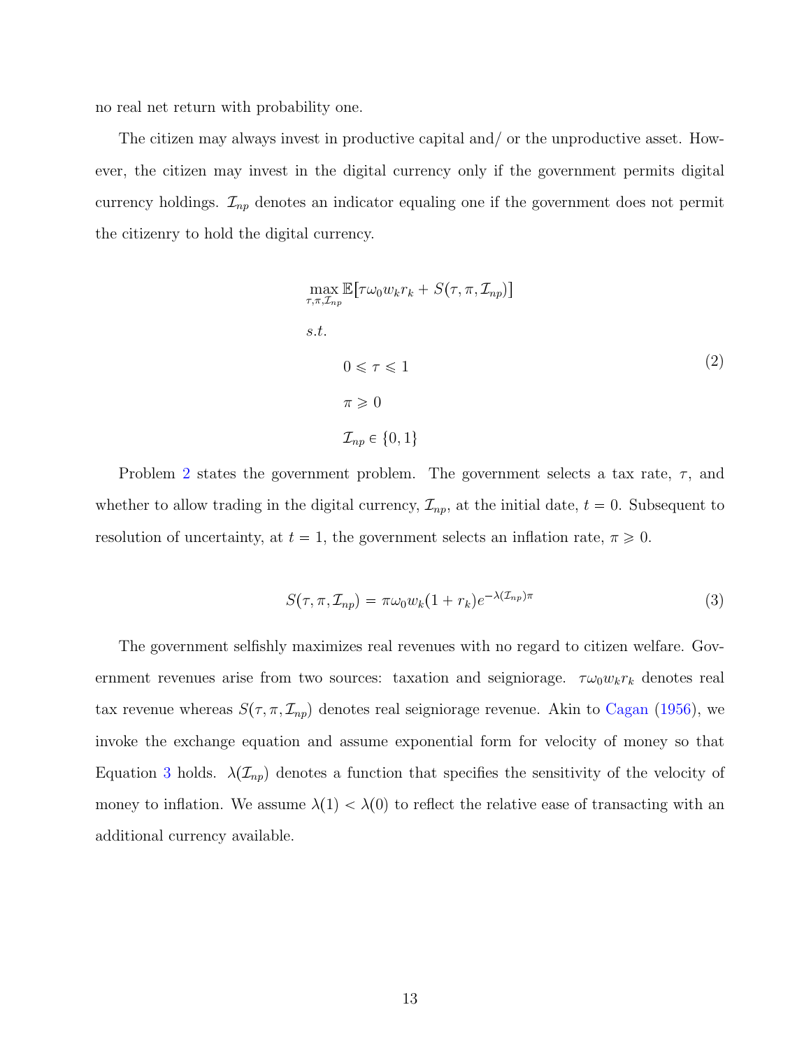no real net return with probability one.

The citizen may always invest in productive capital and/ or the unproductive asset. However, the citizen may invest in the digital currency only if the government permits digital currency holdings. $\mathcal{I}_{np}$ denotes an indicator equaling one if the government does not permit the citizenry to hold the digital currency.

$$
\begin{aligned}
&\max_{\tau,\pi,\mathcal{I}_{np}} \mathbb{E}[\tau\omega_0 w_k r_k + S(\tau,\pi,\mathcal{I}_{np})] \\
&s.t. \\
&\qquad 0 \leqslant \tau \leqslant 1 \\
&\qquad \pi \geqslant 0 \\
&\qquad \mathcal{I}_{np} \in \{0,1\}
\end{aligned}
\tag{2}
$$

Problem 2 states the government problem. The government selects a tax rate, $\tau$, and whether to allow trading in the digital currency, $\mathcal{I}_{np}$, at the initial date, $t = 0$. Subsequent to resolution of uncertainty, at $t = 1$, the government selects an inflation rate, $\pi \geqslant 0$.

$$
S(\tau,\pi,\mathcal{I}_{np}) = \pi\omega_0 w_k(1 + r_k)e^{-\lambda(\mathcal{I}_{np})\pi} \tag{3}
$$

The government selfishly maximizes real revenues with no regard to citizen welfare. Government revenues arise from two sources: taxation and seigniorage. $\tau\omega_0 w_k r_k$ denotes real tax revenue whereas $S(\tau,\pi,\mathcal{I}_{np})$ denotes real seigniorage revenue. Akin to Cagan (1956), we invoke the exchange equation and assume exponential form for velocity of money so that Equation 3 holds. $\lambda(\mathcal{I}_{np})$ denotes a function that specifies the sensitivity of the velocity of money to inflation. We assume $\lambda(1) < \lambda(0)$ to reflect the relative ease of transacting with an additional currency available.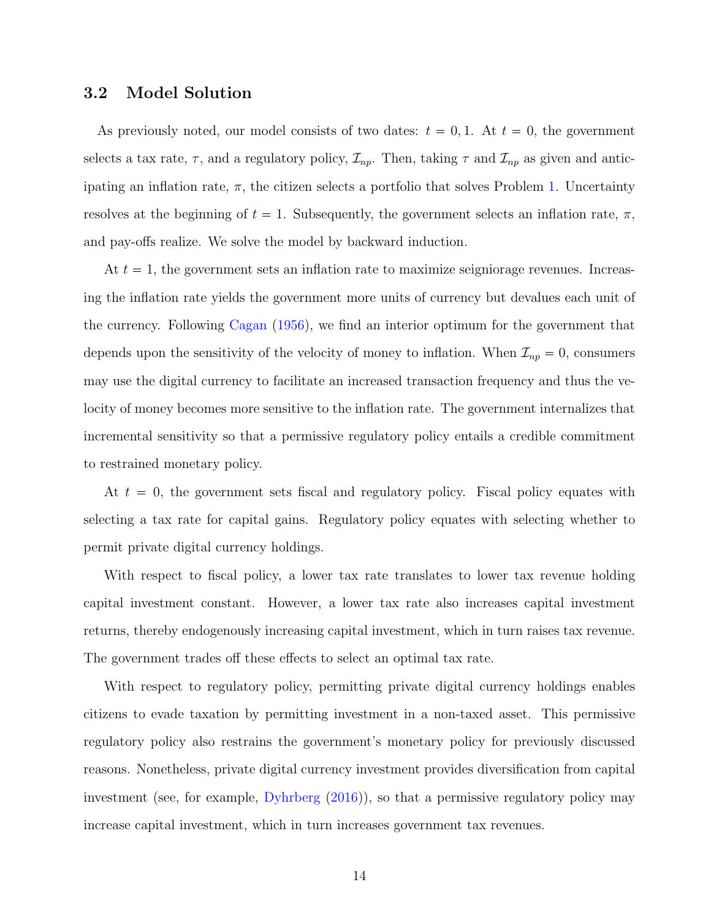### 3.2 Model Solution

As previously noted, our model consists of two dates: $t = 0, 1$. At $t = 0$, the government selects a tax rate, $\tau$, and a regulatory policy, $\mathcal{I}_{np}$. Then, taking $\tau$ and $\mathcal{I}_{np}$ as given and anticipating an inflation rate, $\pi$, the citizen selects a portfolio that solves Problem 1. Uncertainty resolves at the beginning of $t = 1$. Subsequently, the government selects an inflation rate, $\pi$, and pay-offs realize. We solve the model by backward induction.

At $t = 1$, the government sets an inflation rate to maximize seigniorage revenues. Increasing the inflation rate yields the government more units of currency but devalues each unit of the currency. Following Cagan (1956), we find an interior optimum for the government that depends upon the sensitivity of the velocity of money to inflation. When $\mathcal{I}_{np} = 0$, consumers may use the digital currency to facilitate an increased transaction frequency and thus the velocity of money becomes more sensitive to the inflation rate. The government internalizes that incremental sensitivity so that a permissive regulatory policy entails a credible commitment to restrained monetary policy.

At $t = 0$, the government sets fiscal and regulatory policy. Fiscal policy equates with selecting a tax rate for capital gains. Regulatory policy equates with selecting whether to permit private digital currency holdings.

With respect to fiscal policy, a lower tax rate translates to lower tax revenue holding capital investment constant. However, a lower tax rate also increases capital investment returns, thereby endogenously increasing capital investment, which in turn raises tax revenue. The government trades off these effects to select an optimal tax rate.

With respect to regulatory policy, permitting private digital currency holdings enables citizens to evade taxation by permitting investment in a non-taxed asset. This permissive regulatory policy also restrains the government's monetary policy for previously discussed reasons. Nonetheless, private digital currency investment provides diversification from capital investment (see, for example, Dyhrberg (2016)), so that a permissive regulatory policy may increase capital investment, which in turn increases government tax revenues.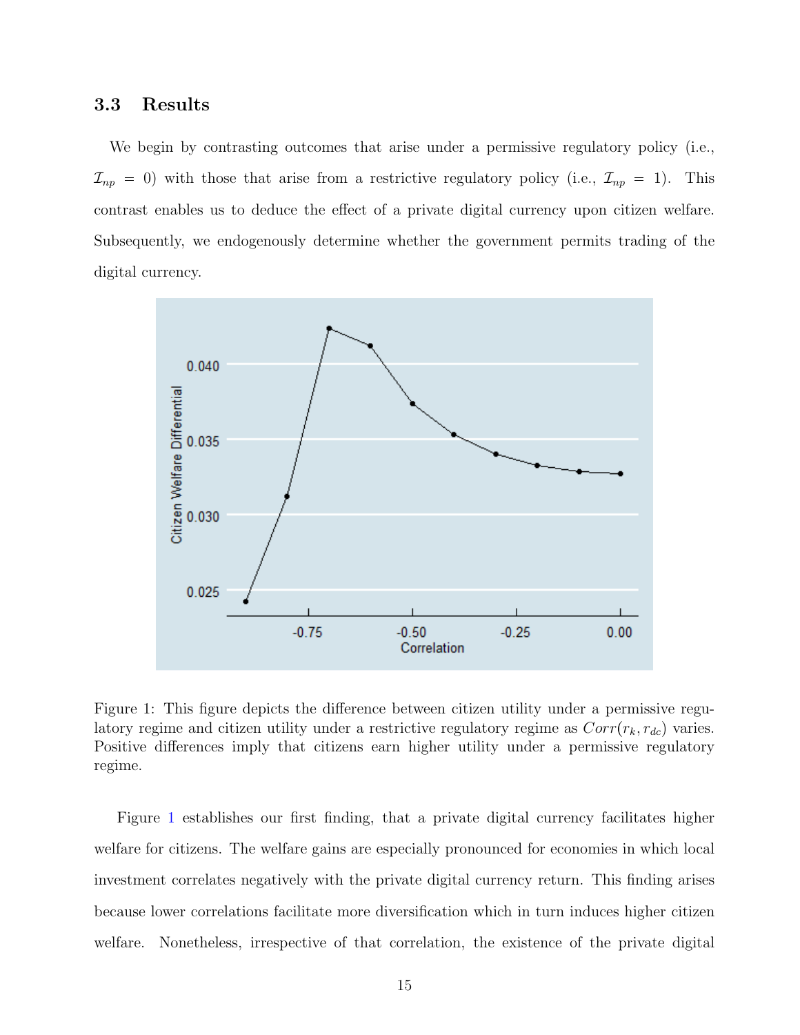### 3.3 Results

We begin by contrasting outcomes that arise under a permissive regulatory policy (i.e., $\mathcal{I}_{np} = 0$) with those that arise from a restrictive regulatory policy (i.e., $\mathcal{I}_{np} = 1$). This contrast enables us to deduce the effect of a private digital currency upon citizen welfare. Subsequently, we endogenously determine whether the government permits trading of the digital currency.

Figure 1: This figure depicts the difference between citizen utility under a permissive regulatory regime and citizen utility under a restrictive regulatory regime as $Corr(r_k, r_{dc})$ varies. Positive differences imply that citizens earn higher utility under a permissive regulatory regime.

Figure 1 establishes our first finding, that a private digital currency facilitates higher welfare for citizens. The welfare gains are especially pronounced for economies in which local investment correlates negatively with the private digital currency return. This finding arises because lower correlations facilitate more diversification which in turn induces higher citizen welfare. Nonetheless, irrespective of that correlation, the existence of the private digital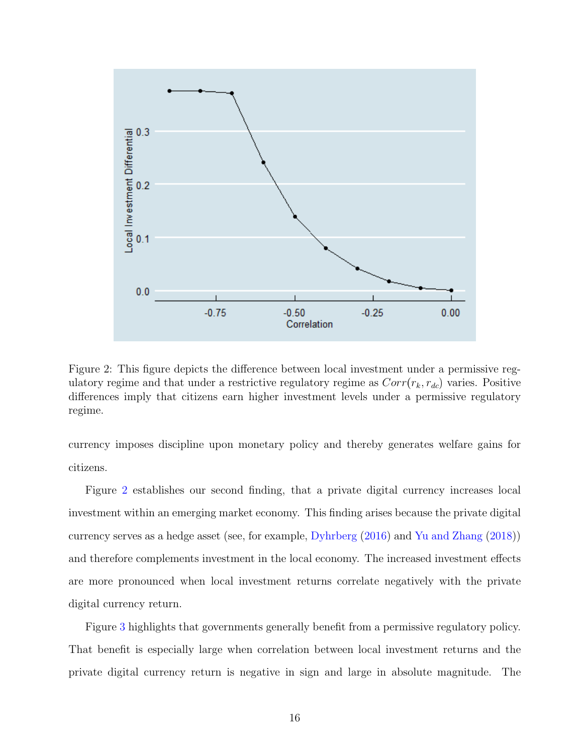Figure 2: This figure depicts the difference between local investment under a permissive regulatory regime and that under a restrictive regulatory regime as $Corr(r_k, r_{dc})$ varies. Positive differences imply that citizens earn higher investment levels under a permissive regulatory regime.

currency imposes discipline upon monetary policy and thereby generates welfare gains for citizens.

Figure 2 establishes our second finding, that a private digital currency increases local investment within an emerging market economy. This finding arises because the private digital currency serves as a hedge asset (see, for example, Dyhrberg (2016) and Yu and Zhang (2018)) and therefore complements investment in the local economy. The increased investment effects are more pronounced when local investment returns correlate negatively with the private digital currency return.

Figure 3 highlights that governments generally benefit from a permissive regulatory policy. That benefit is especially large when correlation between local investment returns and the private digital currency return is negative in sign and large in absolute magnitude. The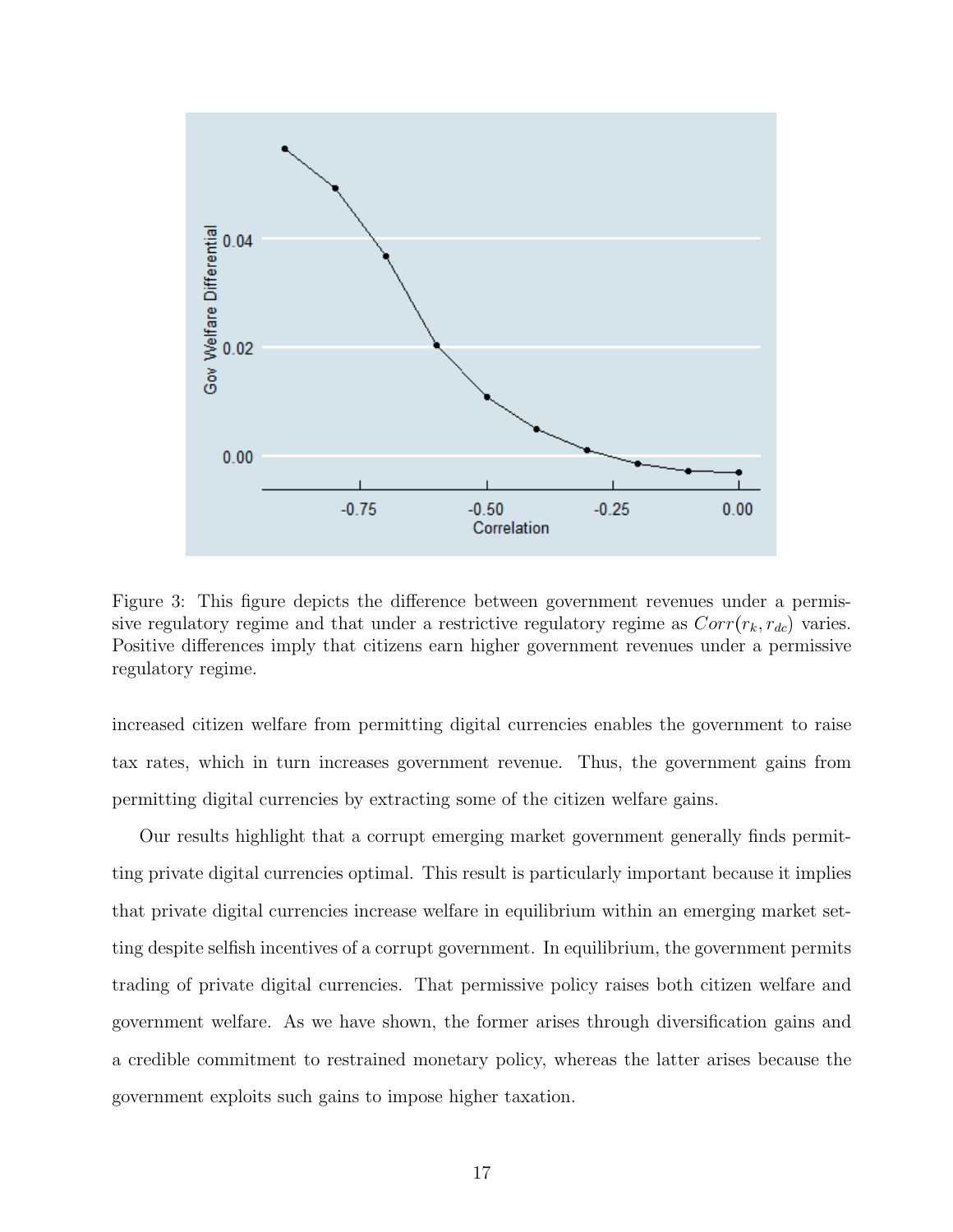Figure 3: This figure depicts the difference between government revenues under a permissive regulatory regime and that under a restrictive regulatory regime as $Corr(r_k, r_{dc})$ varies. Positive differences imply that citizens earn higher government revenues under a permissive regulatory regime.

increased citizen welfare from permitting digital currencies enables the government to raise tax rates, which in turn increases government revenue. Thus, the government gains from permitting digital currencies by extracting some of the citizen welfare gains.

Our results highlight that a corrupt emerging market government generally finds permitting private digital currencies optimal. This result is particularly important because it implies that private digital currencies increase welfare in equilibrium within an emerging market setting despite selfish incentives of a corrupt government. In equilibrium, the government permits trading of private digital currencies. That permissive policy raises both citizen welfare and government welfare. As we have shown, the former arises through diversification gains and a credible commitment to restrained monetary policy, whereas the latter arises because the government exploits such gains to impose higher taxation.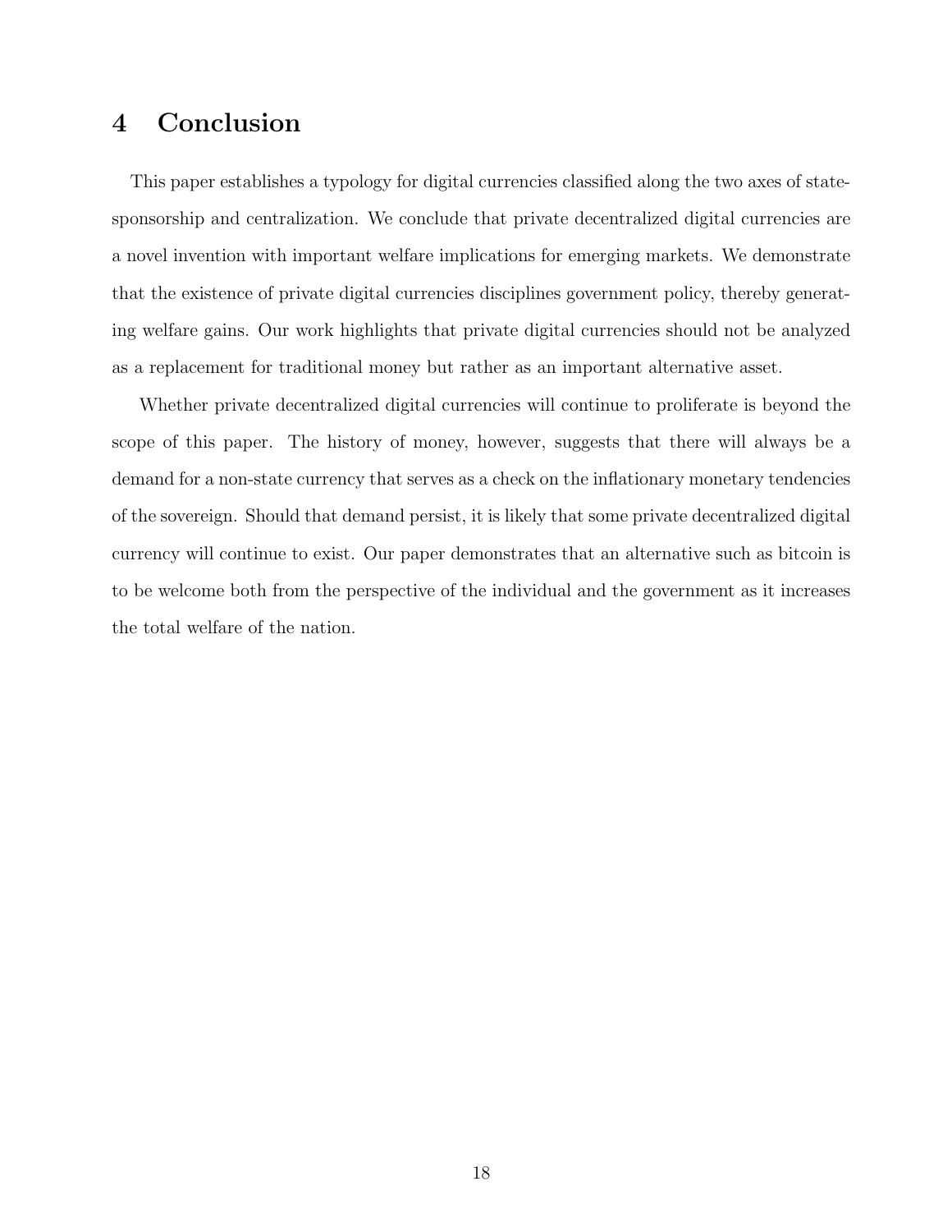# 4 Conclusion

This paper establishes a typology for digital currencies classified along the two axes of state-sponsorship and centralization. We conclude that private decentralized digital currencies are a novel invention with important welfare implications for emerging markets. We demonstrate that the existence of private digital currencies disciplines government policy, thereby generating welfare gains. Our work highlights that private digital currencies should not be analyzed as a replacement for traditional money but rather as an important alternative asset.

Whether private decentralized digital currencies will continue to proliferate is beyond the scope of this paper. The history of money, however, suggests that there will always be a demand for a non-state currency that serves as a check on the inflationary monetary tendencies of the sovereign. Should that demand persist, it is likely that some private decentralized digital currency will continue to exist. Our paper demonstrates that an alternative such as bitcoin is to be welcome both from the perspective of the individual and the government as it increases the total welfare of the nation.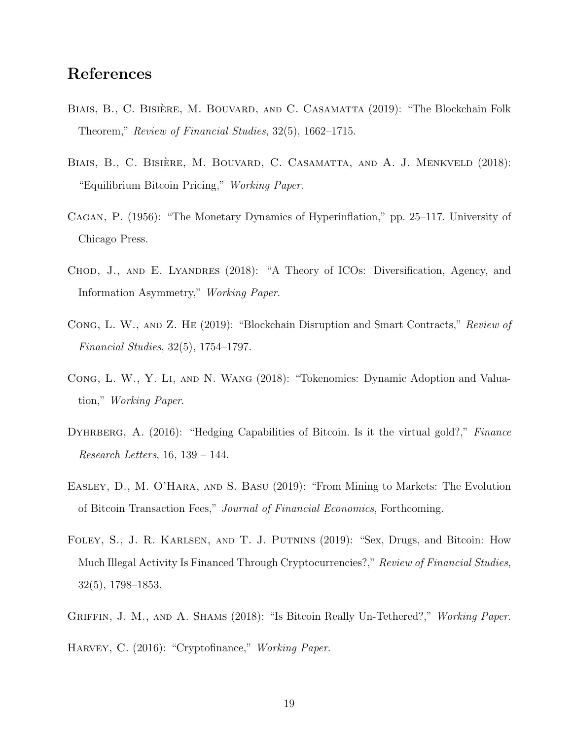## References

Biais, B., C. Bisière, M. Bouvard, and C. Casamatta (2019): "The Blockchain Folk Theorem," *Review of Financial Studies*, 32(5), 1662–1715.

Biais, B., C. Bisière, M. Bouvard, C. Casamatta, and A. J. Menkveld (2018): "Equilibrium Bitcoin Pricing," *Working Paper*.

Cagan, P. (1956): "The Monetary Dynamics of Hyperinflation," pp. 25–117. University of Chicago Press.

Chod, J., and E. Lyandres (2018): "A Theory of ICOs: Diversification, Agency, and Information Asymmetry," *Working Paper*.

Cong, L. W., and Z. He (2019): "Blockchain Disruption and Smart Contracts," *Review of Financial Studies*, 32(5), 1754–1797.

Cong, L. W., Y. Li, and N. Wang (2018): "Tokenomics: Dynamic Adoption and Valuation," *Working Paper*.

Dyhrberg, A. (2016): "Hedging Capabilities of Bitcoin. Is it the virtual gold?," *Finance Research Letters*, 16, 139 – 144.

Easley, D., M. O'Hara, and S. Basu (2019): "From Mining to Markets: The Evolution of Bitcoin Transaction Fees," *Journal of Financial Economics*, Forthcoming.

Foley, S., J. R. Karlsen, and T. J. Putnins (2019): "Sex, Drugs, and Bitcoin: How Much Illegal Activity Is Financed Through Cryptocurrencies?," *Review of Financial Studies*, 32(5), 1798–1853.

Griffin, J. M., and A. Shams (2018): "Is Bitcoin Really Un-Tethered?," *Working Paper*.

Harvey, C. (2016): "Cryptofinance," *Working Paper*.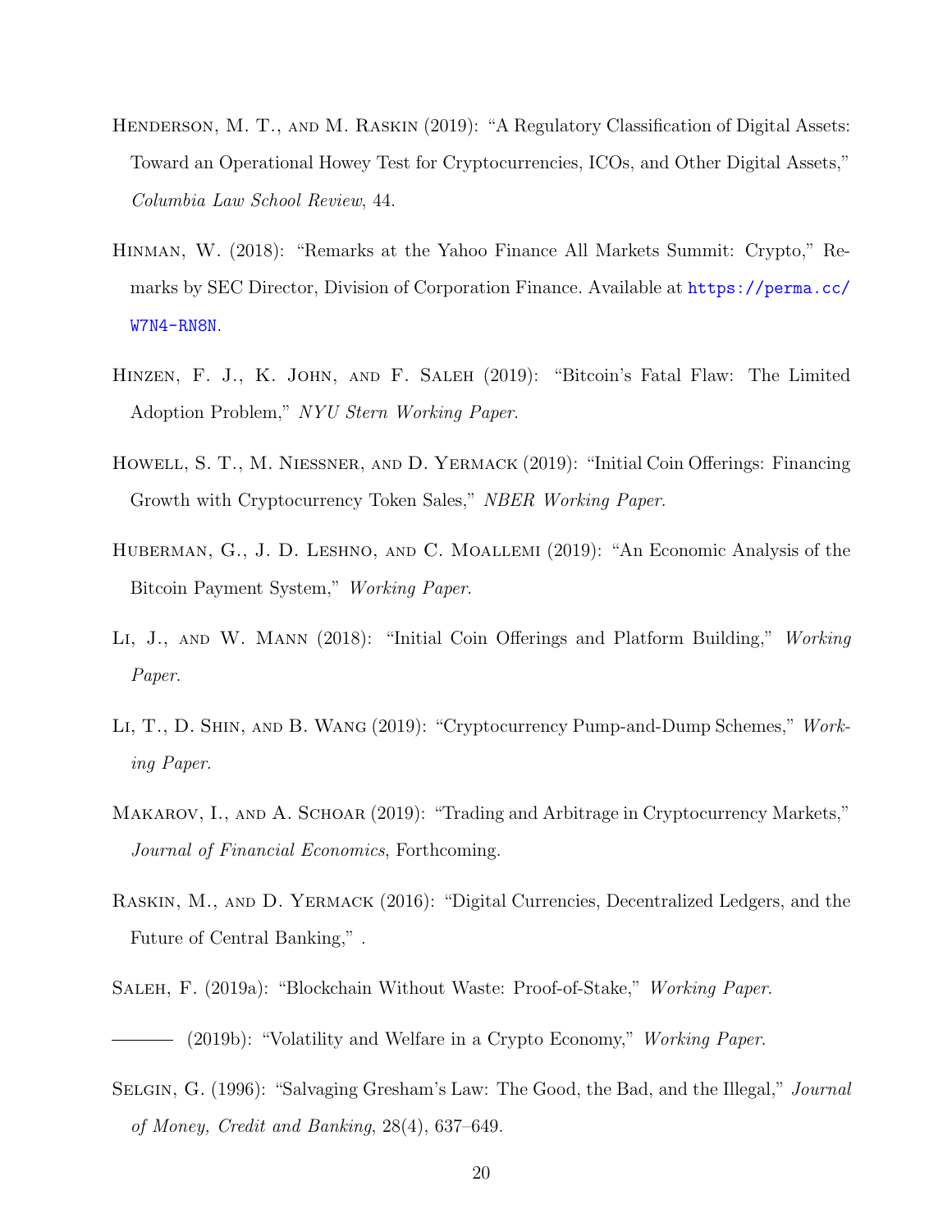Henderson, M. T., and M. Raskin (2019): "A Regulatory Classification of Digital Assets: Toward an Operational Howey Test for Cryptocurrencies, ICOs, and Other Digital Assets," *Columbia Law School Review*, 44.

Hinman, W. (2018): "Remarks at the Yahoo Finance All Markets Summit: Crypto," Remarks by SEC Director, Division of Corporation Finance. Available at https://perma.cc/W7N4-RN8N.

Hinzen, F. J., K. John, and F. Saleh (2019): "Bitcoin's Fatal Flaw: The Limited Adoption Problem," *NYU Stern Working Paper*.

Howell, S. T., M. Niessner, and D. Yermack (2019): "Initial Coin Offerings: Financing Growth with Cryptocurrency Token Sales," *NBER Working Paper*.

Huberman, G., J. D. Leshno, and C. Moallemi (2019): "An Economic Analysis of the Bitcoin Payment System," *Working Paper*.

Li, J., and W. Mann (2018): "Initial Coin Offerings and Platform Building," *Working Paper*.

Li, T., D. Shin, and B. Wang (2019): "Cryptocurrency Pump-and-Dump Schemes," *Working Paper*.

Makarov, I., and A. Schoar (2019): "Trading and Arbitrage in Cryptocurrency Markets," *Journal of Financial Economics*, Forthcoming.

Raskin, M., and D. Yermack (2016): "Digital Currencies, Decentralized Ledgers, and the Future of Central Banking," .

Saleh, F. (2019a): "Blockchain Without Waste: Proof-of-Stake," *Working Paper*.

——— (2019b): "Volatility and Welfare in a Crypto Economy," *Working Paper*.

Selgin, G. (1996): "Salvaging Gresham's Law: The Good, the Bad, and the Illegal," *Journal of Money, Credit and Banking*, 28(4), 637–649.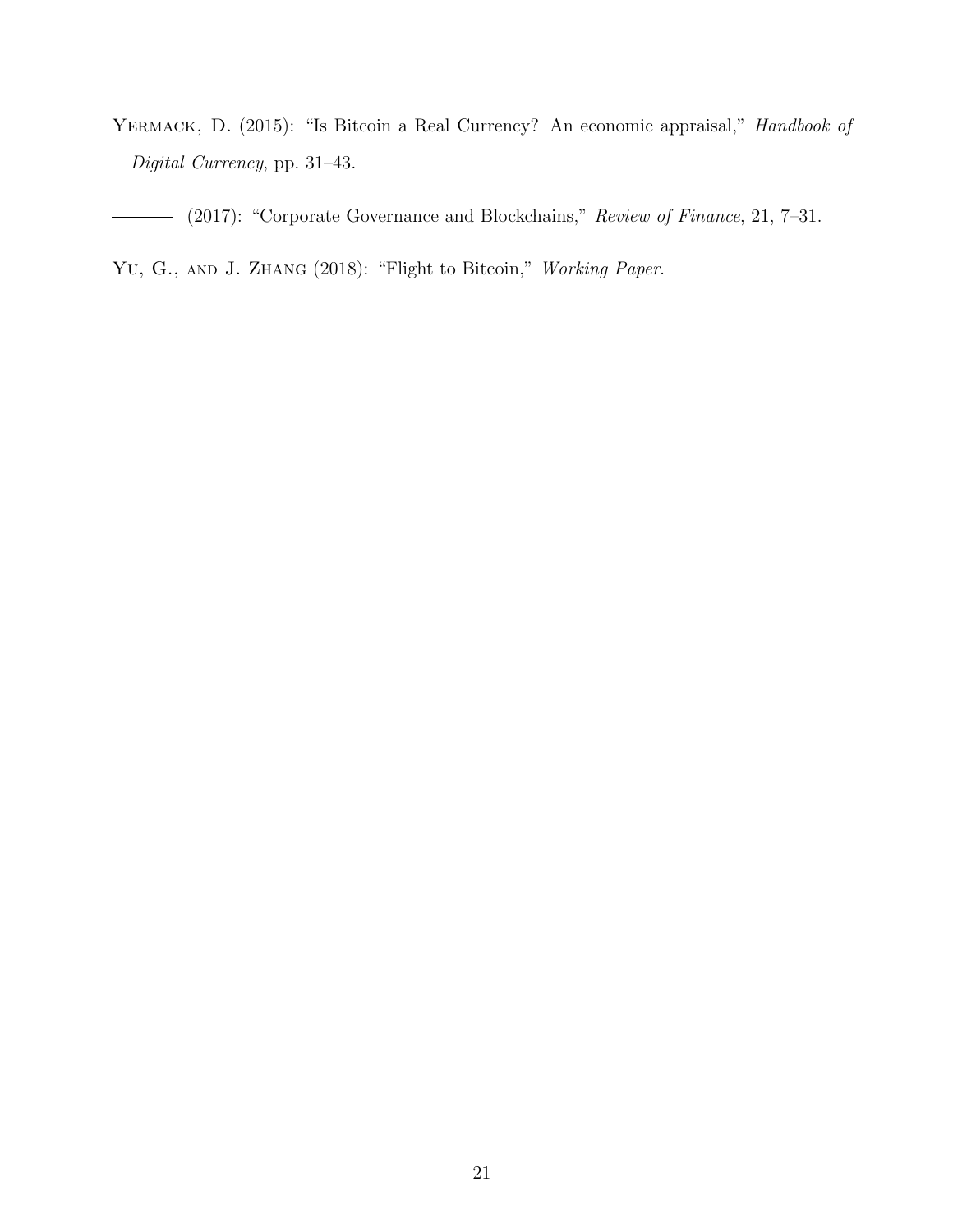Yermack, D. (2015): "Is Bitcoin a Real Currency? An economic appraisal," *Handbook of Digital Currency*, pp. 31–43.

——— (2017): "Corporate Governance and Blockchains," *Review of Finance*, 21, 7–31.

Yu, G., and J. Zhang (2018): "Flight to Bitcoin," *Working Paper*.